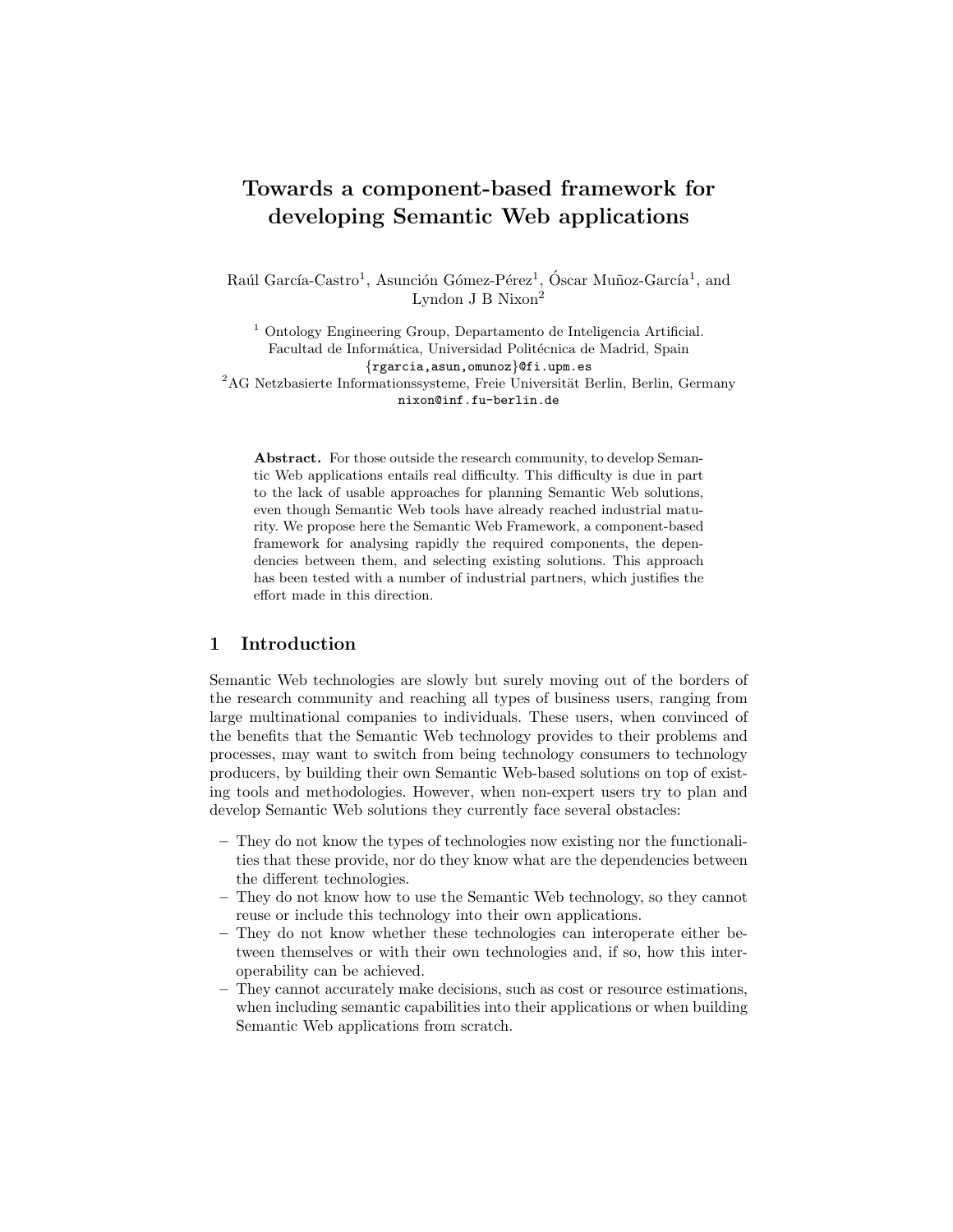# Towards a component-based framework for developing Semantic Web applications

Raúl García-Castro[1], Asunción Gómez-Pérez[1], Óscar Muñoz-García[1], and Lyndon J B Nixon[2]

[1] Ontology Engineering Group, Departamento de Inteligencia Artificial. Facultad de Informática, Universidad Politécnica de Madrid, Spain
{rgarcia,asun,omunoz}@fi.upm.es

[2] AG Netzbasierte Informationssysteme, Freie Universität Berlin, Berlin, Germany
nixon@inf.fu-berlin.de

**Abstract.** For those outside the research community, to develop Semantic Web applications entails real difficulty. This difficulty is due in part to the lack of usable approaches for planning Semantic Web solutions, even though Semantic Web tools have already reached industrial maturity. We propose here the Semantic Web Framework, a component-based framework for analysing rapidly the required components, the dependencies between them, and selecting existing solutions. This approach has been tested with a number of industrial partners, which justifies the effort made in this direction.

## 1 Introduction

Semantic Web technologies are slowly but surely moving out of the borders of the research community and reaching all types of business users, ranging from large multinational companies to individuals. These users, when convinced of the benefits that the Semantic Web technology provides to their problems and processes, may want to switch from being technology consumers to technology producers, by building their own Semantic Web-based solutions on top of existing tools and methodologies. However, when non-expert users try to plan and develop Semantic Web solutions they currently face several obstacles:

- They do not know the types of technologies now existing nor the functionalities that these provide, nor do they know what are the dependencies between the different technologies.
- They do not know how to use the Semantic Web technology, so they cannot reuse or include this technology into their own applications.
- They do not know whether these technologies can interoperate either between themselves or with their own technologies and, if so, how this interoperability can be achieved.
- They cannot accurately make decisions, such as cost or resource estimations, when including semantic capabilities into their applications or when building Semantic Web applications from scratch.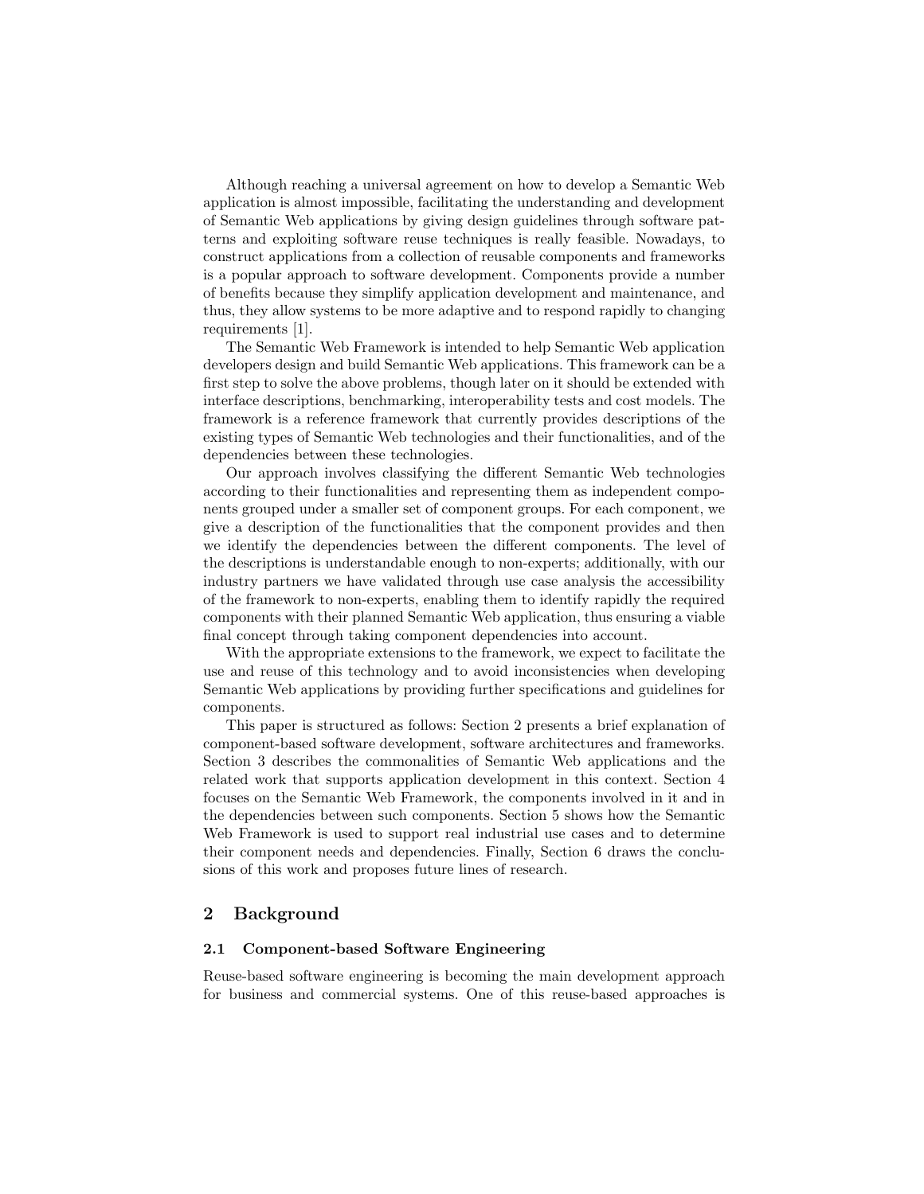Although reaching a universal agreement on how to develop a Semantic Web application is almost impossible, facilitating the understanding and development of Semantic Web applications by giving design guidelines through software patterns and exploiting software reuse techniques is really feasible. Nowadays, to construct applications from a collection of reusable components and frameworks is a popular approach to software development. Components provide a number of benefits because they simplify application development and maintenance, and thus, they allow systems to be more adaptive and to respond rapidly to changing requirements [1].

The Semantic Web Framework is intended to help Semantic Web application developers design and build Semantic Web applications. This framework can be a first step to solve the above problems, though later on it should be extended with interface descriptions, benchmarking, interoperability tests and cost models. The framework is a reference framework that currently provides descriptions of the existing types of Semantic Web technologies and their functionalities, and of the dependencies between these technologies.

Our approach involves classifying the different Semantic Web technologies according to their functionalities and representing them as independent components grouped under a smaller set of component groups. For each component, we give a description of the functionalities that the component provides and then we identify the dependencies between the different components. The level of the descriptions is understandable enough to non-experts; additionally, with our industry partners we have validated through use case analysis the accessibility of the framework to non-experts, enabling them to identify rapidly the required components with their planned Semantic Web application, thus ensuring a viable final concept through taking component dependencies into account.

With the appropriate extensions to the framework, we expect to facilitate the use and reuse of this technology and to avoid inconsistencies when developing Semantic Web applications by providing further specifications and guidelines for components.

This paper is structured as follows: Section 2 presents a brief explanation of component-based software development, software architectures and frameworks. Section 3 describes the commonalities of Semantic Web applications and the related work that supports application development in this context. Section 4 focuses on the Semantic Web Framework, the components involved in it and in the dependencies between such components. Section 5 shows how the Semantic Web Framework is used to support real industrial use cases and to determine their component needs and dependencies. Finally, Section 6 draws the conclusions of this work and proposes future lines of research.

## 2 Background

### 2.1 Component-based Software Engineering

Reuse-based software engineering is becoming the main development approach for business and commercial systems. One of this reuse-based approaches is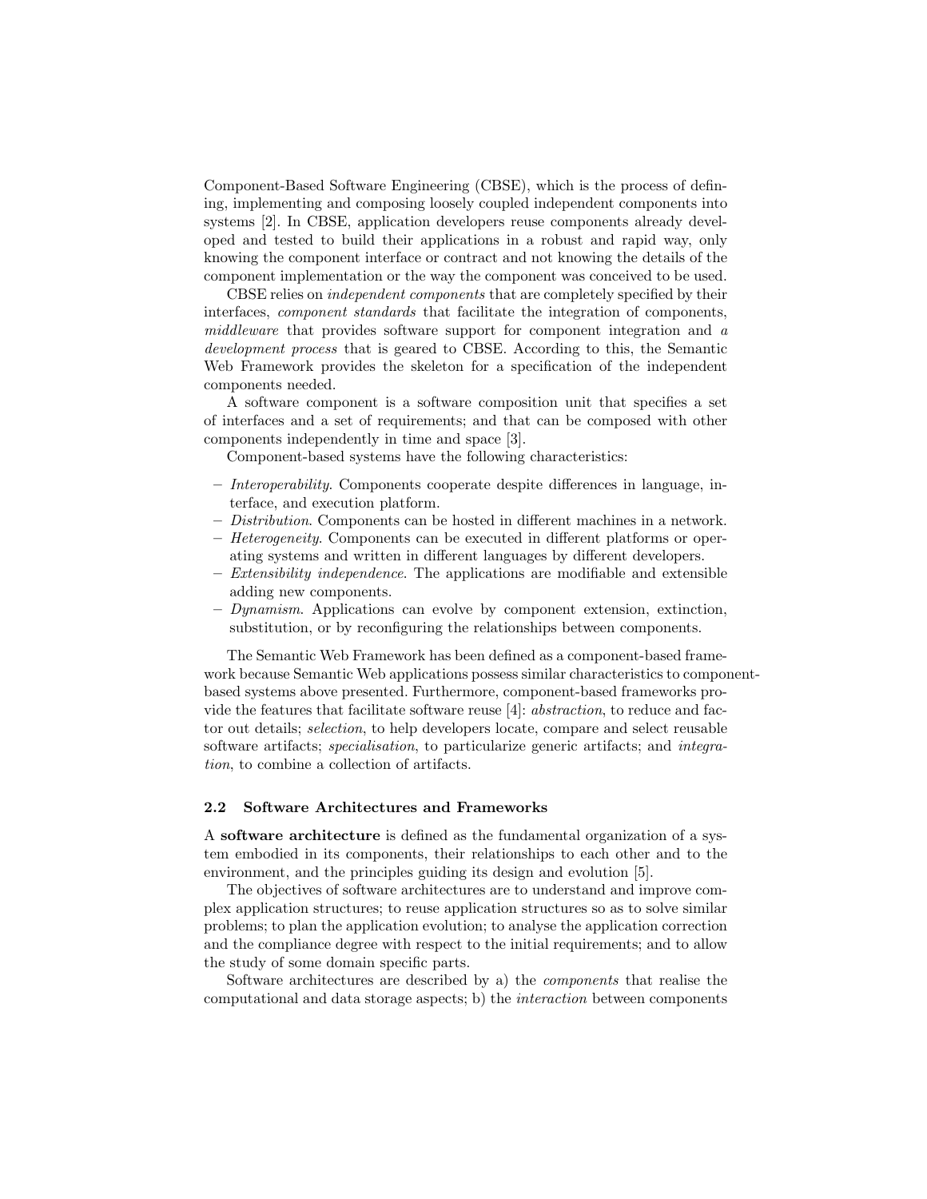Component-Based Software Engineering (CBSE), which is the process of defining, implementing and composing loosely coupled independent components into systems [2]. In CBSE, application developers reuse components already developed and tested to build their applications in a robust and rapid way, only knowing the component interface or contract and not knowing the details of the component implementation or the way the component was conceived to be used.

CBSE relies on *independent components* that are completely specified by their interfaces, *component standards* that facilitate the integration of components, *middleware* that provides software support for component integration and *a development process* that is geared to CBSE. According to this, the Semantic Web Framework provides the skeleton for a specification of the independent components needed.

A software component is a software composition unit that specifies a set of interfaces and a set of requirements; and that can be composed with other components independently in time and space [3].

Component-based systems have the following characteristics:

- *Interoperability*. Components cooperate despite differences in language, interface, and execution platform.
- *Distribution*. Components can be hosted in different machines in a network.
- *Heterogeneity*. Components can be executed in different platforms or operating systems and written in different languages by different developers.
- *Extensibility independence*. The applications are modifiable and extensible adding new components.
- *Dynamism*. Applications can evolve by component extension, extinction, substitution, or by reconfiguring the relationships between components.

The Semantic Web Framework has been defined as a component-based framework because Semantic Web applications possess similar characteristics to component-based systems above presented. Furthermore, component-based frameworks provide the features that facilitate software reuse [4]: *abstraction*, to reduce and factor out details; *selection*, to help developers locate, compare and select reusable software artifacts; *specialisation*, to particularize generic artifacts; and *integration*, to combine a collection of artifacts.

### 2.2 Software Architectures and Frameworks

A **software architecture** is defined as the fundamental organization of a system embodied in its components, their relationships to each other and to the environment, and the principles guiding its design and evolution [5].

The objectives of software architectures are to understand and improve complex application structures; to reuse application structures so as to solve similar problems; to plan the application evolution; to analyse the application correction and the compliance degree with respect to the initial requirements; and to allow the study of some domain specific parts.

Software architectures are described by a) the *components* that realise the computational and data storage aspects; b) the *interaction* between components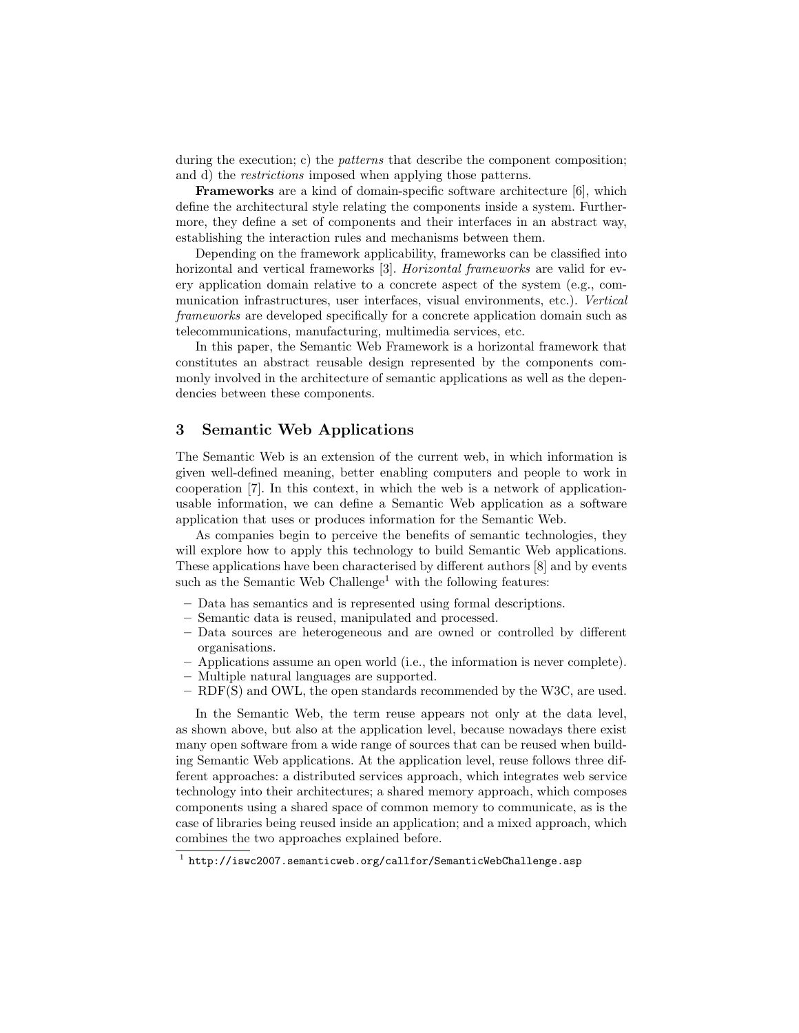during the execution; c) the *patterns* that describe the component composition; and d) the *restrictions* imposed when applying those patterns.

**Frameworks** are a kind of domain-specific software architecture [6], which define the architectural style relating the components inside a system. Furthermore, they define a set of components and their interfaces in an abstract way, establishing the interaction rules and mechanisms between them.

Depending on the framework applicability, frameworks can be classified into horizontal and vertical frameworks [3]. *Horizontal frameworks* are valid for every application domain relative to a concrete aspect of the system (e.g., communication infrastructures, user interfaces, visual environments, etc.). *Vertical frameworks* are developed specifically for a concrete application domain such as telecommunications, manufacturing, multimedia services, etc.

In this paper, the Semantic Web Framework is a horizontal framework that constitutes an abstract reusable design represented by the components commonly involved in the architecture of semantic applications as well as the dependencies between these components.

## 3 Semantic Web Applications

The Semantic Web is an extension of the current web, in which information is given well-defined meaning, better enabling computers and people to work in cooperation [7]. In this context, in which the web is a network of application-usable information, we can define a Semantic Web application as a software application that uses or produces information for the Semantic Web.

As companies begin to perceive the benefits of semantic technologies, they will explore how to apply this technology to build Semantic Web applications. These applications have been characterised by different authors [8] and by events such as the Semantic Web Challenge[1] with the following features:

- Data has semantics and is represented using formal descriptions.
- Semantic data is reused, manipulated and processed.
- Data sources are heterogeneous and are owned or controlled by different organisations.
- Applications assume an open world (i.e., the information is never complete).
- Multiple natural languages are supported.
- RDF(S) and OWL, the open standards recommended by the W3C, are used.

In the Semantic Web, the term reuse appears not only at the data level, as shown above, but also at the application level, because nowadays there exist many open software from a wide range of sources that can be reused when building Semantic Web applications. At the application level, reuse follows three different approaches: a distributed services approach, which integrates web service technology into their architectures; a shared memory approach, which composes components using a shared space of common memory to communicate, as is the case of libraries being reused inside an application; and a mixed approach, which combines the two approaches explained before.

[1] `http://iswc2007.semanticweb.org/callfor/SemanticWebChallenge.asp`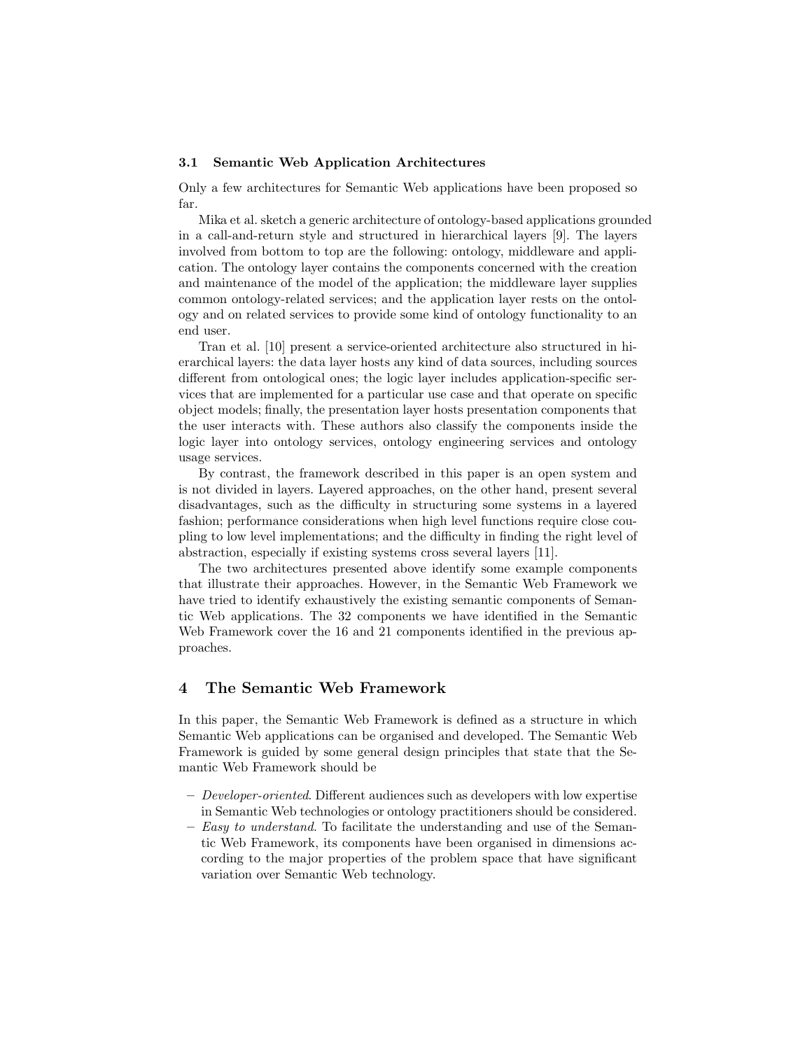### 3.1 Semantic Web Application Architectures

Only a few architectures for Semantic Web applications have been proposed so far.

Mika et al. sketch a generic architecture of ontology-based applications grounded in a call-and-return style and structured in hierarchical layers [9]. The layers involved from bottom to top are the following: ontology, middleware and application. The ontology layer contains the components concerned with the creation and maintenance of the model of the application; the middleware layer supplies common ontology-related services; and the application layer rests on the ontology and on related services to provide some kind of ontology functionality to an end user.

Tran et al. [10] present a service-oriented architecture also structured in hierarchical layers: the data layer hosts any kind of data sources, including sources different from ontological ones; the logic layer includes application-specific services that are implemented for a particular use case and that operate on specific object models; finally, the presentation layer hosts presentation components that the user interacts with. These authors also classify the components inside the logic layer into ontology services, ontology engineering services and ontology usage services.

By contrast, the framework described in this paper is an open system and is not divided in layers. Layered approaches, on the other hand, present several disadvantages, such as the difficulty in structuring some systems in a layered fashion; performance considerations when high level functions require close coupling to low level implementations; and the difficulty in finding the right level of abstraction, especially if existing systems cross several layers [11].

The two architectures presented above identify some example components that illustrate their approaches. However, in the Semantic Web Framework we have tried to identify exhaustively the existing semantic components of Semantic Web applications. The 32 components we have identified in the Semantic Web Framework cover the 16 and 21 components identified in the previous approaches.

## 4 The Semantic Web Framework

In this paper, the Semantic Web Framework is defined as a structure in which Semantic Web applications can be organised and developed. The Semantic Web Framework is guided by some general design principles that state that the Semantic Web Framework should be

- *Developer-oriented*. Different audiences such as developers with low expertise in Semantic Web technologies or ontology practitioners should be considered.
- *Easy to understand*. To facilitate the understanding and use of the Semantic Web Framework, its components have been organised in dimensions according to the major properties of the problem space that have significant variation over Semantic Web technology.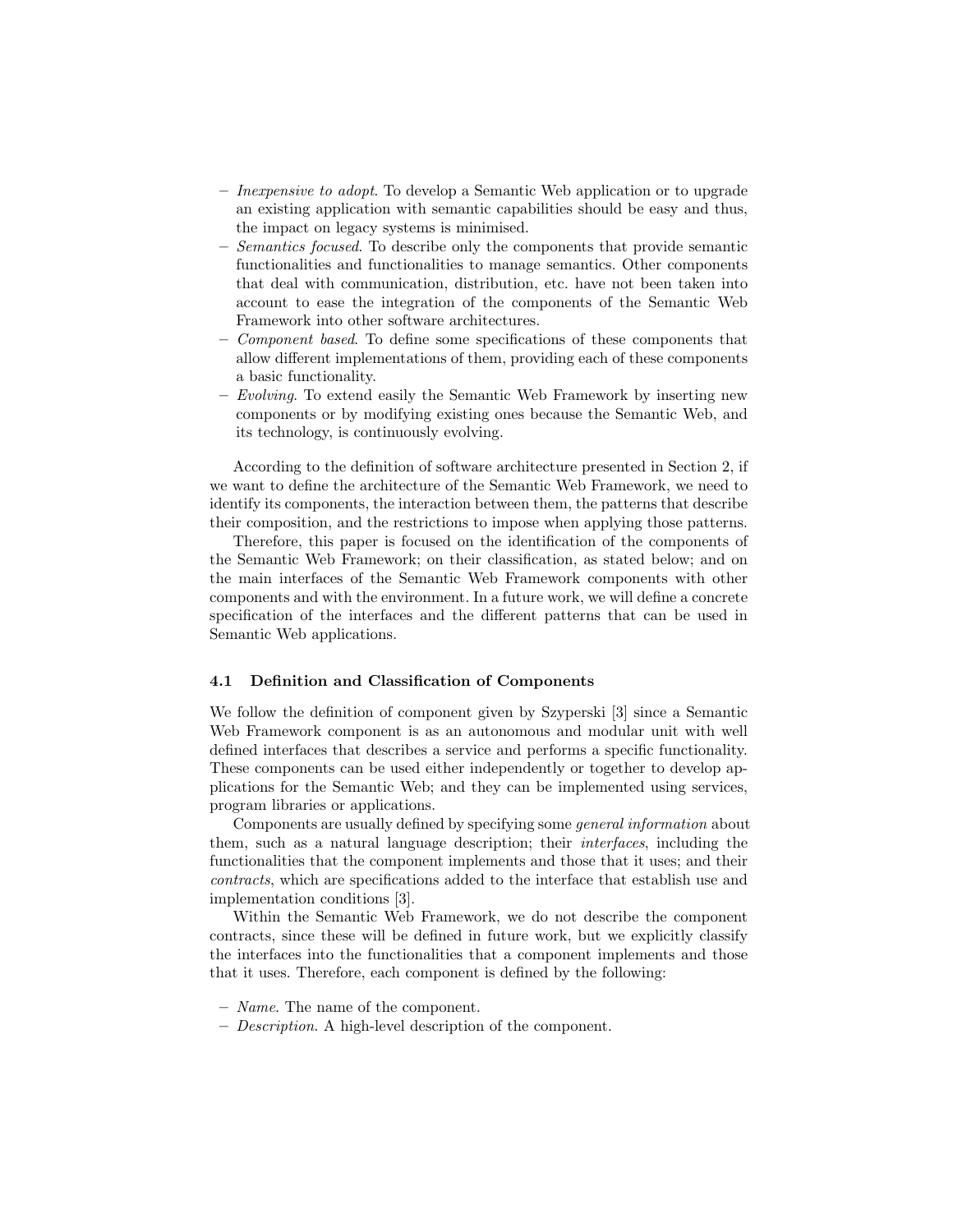- *Inexpensive to adopt*. To develop a Semantic Web application or to upgrade an existing application with semantic capabilities should be easy and thus, the impact on legacy systems is minimised.
- *Semantics focused*. To describe only the components that provide semantic functionalities and functionalities to manage semantics. Other components that deal with communication, distribution, etc. have not been taken into account to ease the integration of the components of the Semantic Web Framework into other software architectures.
- *Component based*. To define some specifications of these components that allow different implementations of them, providing each of these components a basic functionality.
- *Evolving*. To extend easily the Semantic Web Framework by inserting new components or by modifying existing ones because the Semantic Web, and its technology, is continuously evolving.

According to the definition of software architecture presented in Section 2, if we want to define the architecture of the Semantic Web Framework, we need to identify its components, the interaction between them, the patterns that describe their composition, and the restrictions to impose when applying those patterns.

Therefore, this paper is focused on the identification of the components of the Semantic Web Framework; on their classification, as stated below; and on the main interfaces of the Semantic Web Framework components with other components and with the environment. In a future work, we will define a concrete specification of the interfaces and the different patterns that can be used in Semantic Web applications.

### 4.1 Definition and Classification of Components

We follow the definition of component given by Szyperski [3] since a Semantic Web Framework component is as an autonomous and modular unit with well defined interfaces that describes a service and performs a specific functionality. These components can be used either independently or together to develop applications for the Semantic Web; and they can be implemented using services, program libraries or applications.

Components are usually defined by specifying some *general information* about them, such as a natural language description; their *interfaces*, including the functionalities that the component implements and those that it uses; and their *contracts*, which are specifications added to the interface that establish use and implementation conditions [3].

Within the Semantic Web Framework, we do not describe the component contracts, since these will be defined in future work, but we explicitly classify the interfaces into the functionalities that a component implements and those that it uses. Therefore, each component is defined by the following:

- *Name*. The name of the component.
- *Description*. A high-level description of the component.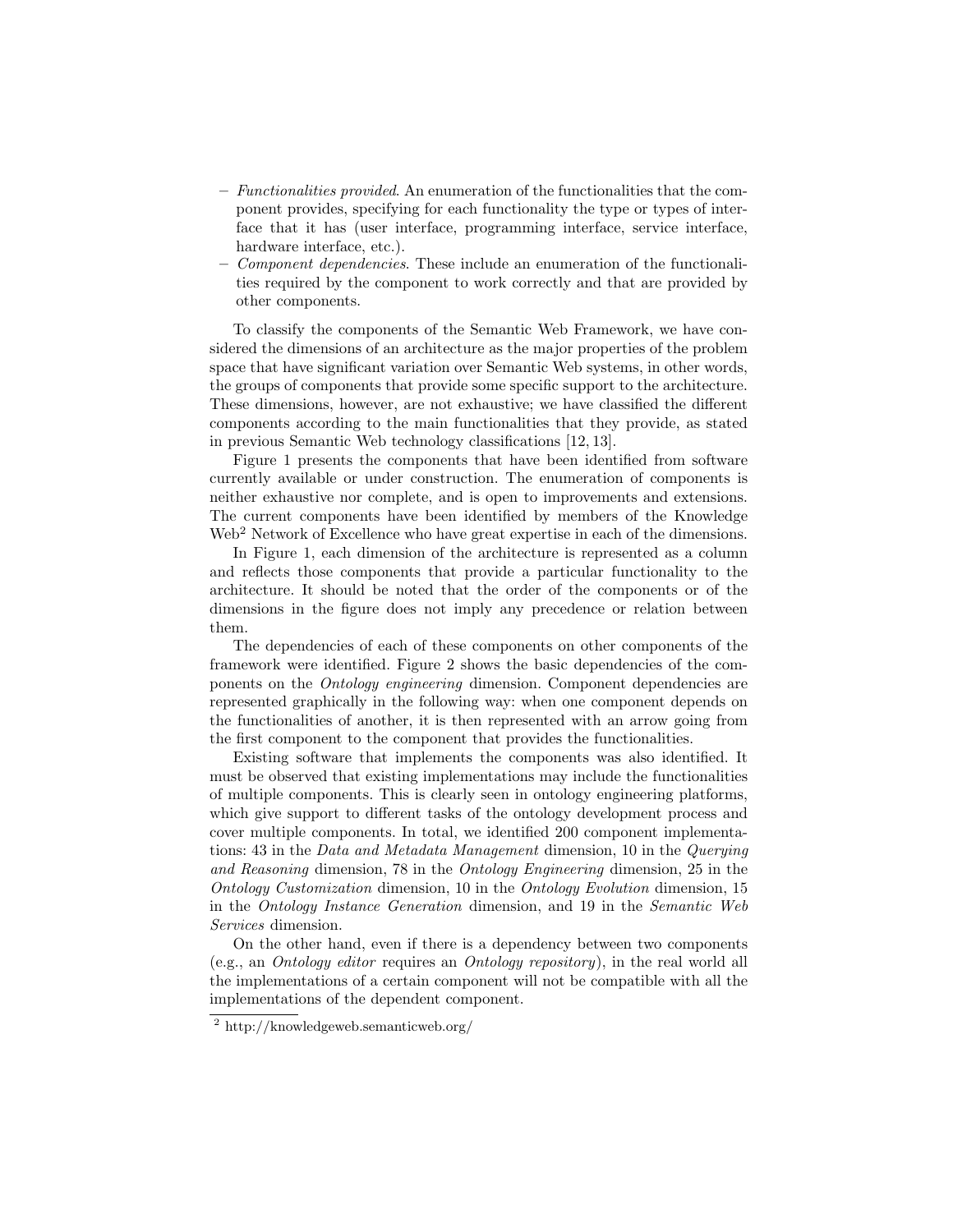- *Functionalities provided*. An enumeration of the functionalities that the component provides, specifying for each functionality the type or types of interface that it has (user interface, programming interface, service interface, hardware interface, etc.).
- *Component dependencies*. These include an enumeration of the functionalities required by the component to work correctly and that are provided by other components.

To classify the components of the Semantic Web Framework, we have considered the dimensions of an architecture as the major properties of the problem space that have significant variation over Semantic Web systems, in other words, the groups of components that provide some specific support to the architecture. These dimensions, however, are not exhaustive; we have classified the different components according to the main functionalities that they provide, as stated in previous Semantic Web technology classifications [12, 13].

Figure 1 presents the components that have been identified from software currently available or under construction. The enumeration of components is neither exhaustive nor complete, and is open to improvements and extensions. The current components have been identified by members of the Knowledge Web[2] Network of Excellence who have great expertise in each of the dimensions.

In Figure 1, each dimension of the architecture is represented as a column and reflects those components that provide a particular functionality to the architecture. It should be noted that the order of the components or of the dimensions in the figure does not imply any precedence or relation between them.

The dependencies of each of these components on other components of the framework were identified. Figure 2 shows the basic dependencies of the components on the *Ontology engineering* dimension. Component dependencies are represented graphically in the following way: when one component depends on the functionalities of another, it is then represented with an arrow going from the first component to the component that provides the functionalities.

Existing software that implements the components was also identified. It must be observed that existing implementations may include the functionalities of multiple components. This is clearly seen in ontology engineering platforms, which give support to different tasks of the ontology development process and cover multiple components. In total, we identified 200 component implementations: 43 in the *Data and Metadata Management* dimension, 10 in the *Querying and Reasoning* dimension, 78 in the *Ontology Engineering* dimension, 25 in the *Ontology Customization* dimension, 10 in the *Ontology Evolution* dimension, 15 in the *Ontology Instance Generation* dimension, and 19 in the *Semantic Web Services* dimension.

On the other hand, even if there is a dependency between two components (e.g., an *Ontology editor* requires an *Ontology repository*), in the real world all the implementations of a certain component will not be compatible with all the implementations of the dependent component.

[2] http://knowledgeweb.semanticweb.org/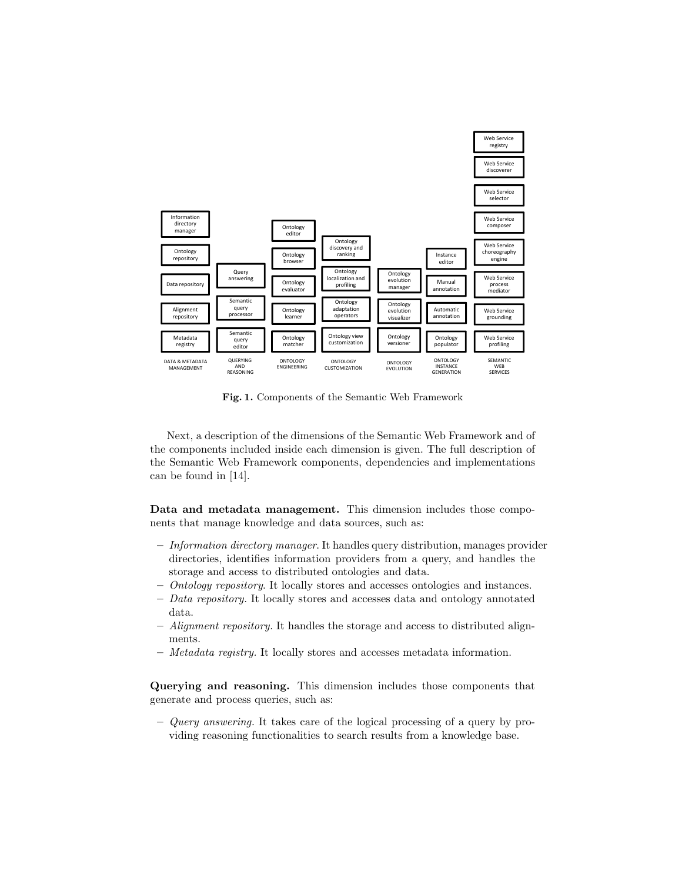| DATA & METADATA MANAGEMENT | QUERYING AND REASONING | ONTOLOGY ENGINEERING | ONTOLOGY CUSTOMIZATION | ONTOLOGY EVOLUTION | ONTOLOGY INSTANCE GENERATION | SEMANTIC WEB SERVICES |
|---|---|---|---|---|---|---|
| Information directory manager | Query answering | Ontology editor | Ontology discovery and ranking | Ontology evolution manager | Instance editor | Web Service registry |
| Ontology repository | Semantic query processor | Ontology browser | Ontology localization and profiling | Ontology evolution visualizer | Manual annotation | Web Service discoverer |
| Data repository | Semantic query editor | Ontology evaluator | Ontology adaptation operators | Ontology versioner | Automatic annotation | Web Service selector |
| Alignment repository | | Ontology learner | Ontology view customization | | Ontology populator | Web Service composer |
| Metadata registry | | Ontology matcher | | | | Web Service choreography engine |
| | | | | | | Web Service process mediator |
| | | | | | | Web Service grounding |
| | | | | | | Web Service profiling |

**Fig. 1.** Components of the Semantic Web Framework

Next, a description of the dimensions of the Semantic Web Framework and of the components included inside each dimension is given. The full description of the Semantic Web Framework components, dependencies and implementations can be found in [14].

**Data and metadata management.** This dimension includes those components that manage knowledge and data sources, such as:

- *Information directory manager.* It handles query distribution, manages provider directories, identifies information providers from a query, and handles the storage and access to distributed ontologies and data.
- *Ontology repository.* It locally stores and accesses ontologies and instances.
- *Data repository.* It locally stores and accesses data and ontology annotated data.
- *Alignment repository.* It handles the storage and access to distributed alignments.
- *Metadata registry.* It locally stores and accesses metadata information.

**Querying and reasoning.** This dimension includes those components that generate and process queries, such as:

- *Query answering.* It takes care of the logical processing of a query by providing reasoning functionalities to search results from a knowledge base.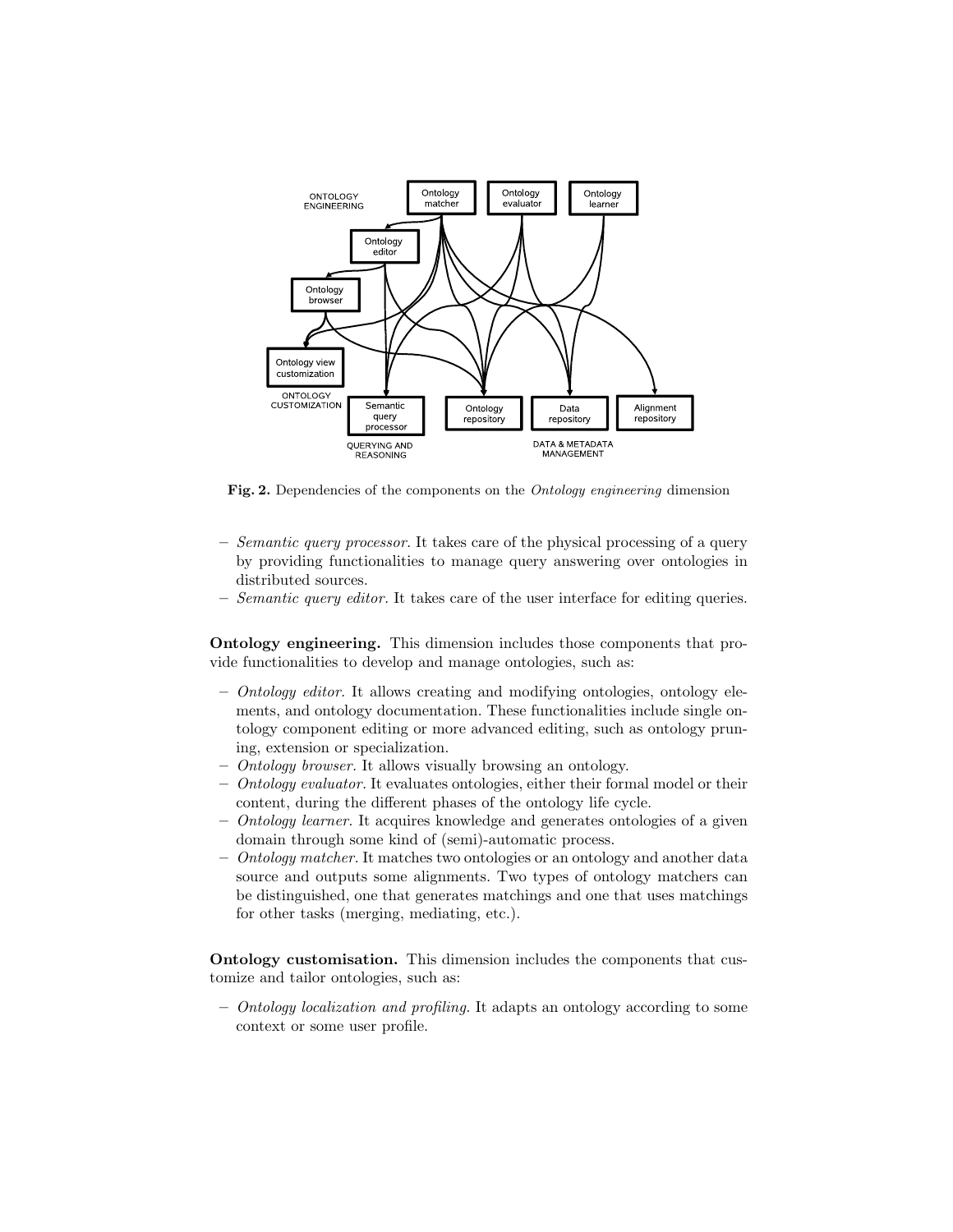Fig. 2. Dependencies of the components on the *Ontology engineering* dimension

- *Semantic query processor.* It takes care of the physical processing of a query by providing functionalities to manage query answering over ontologies in distributed sources.
- *Semantic query editor.* It takes care of the user interface for editing queries.

**Ontology engineering.** This dimension includes those components that provide functionalities to develop and manage ontologies, such as:

- *Ontology editor.* It allows creating and modifying ontologies, ontology elements, and ontology documentation. These functionalities include single ontology component editing or more advanced editing, such as ontology pruning, extension or specialization.
- *Ontology browser.* It allows visually browsing an ontology.
- *Ontology evaluator.* It evaluates ontologies, either their formal model or their content, during the different phases of the ontology life cycle.
- *Ontology learner.* It acquires knowledge and generates ontologies of a given domain through some kind of (semi)-automatic process.
- *Ontology matcher.* It matches two ontologies or an ontology and another data source and outputs some alignments. Two types of ontology matchers can be distinguished, one that generates matchings and one that uses matchings for other tasks (merging, mediating, etc.).

**Ontology customisation.** This dimension includes the components that customize and tailor ontologies, such as:

- *Ontology localization and profiling.* It adapts an ontology according to some context or some user profile.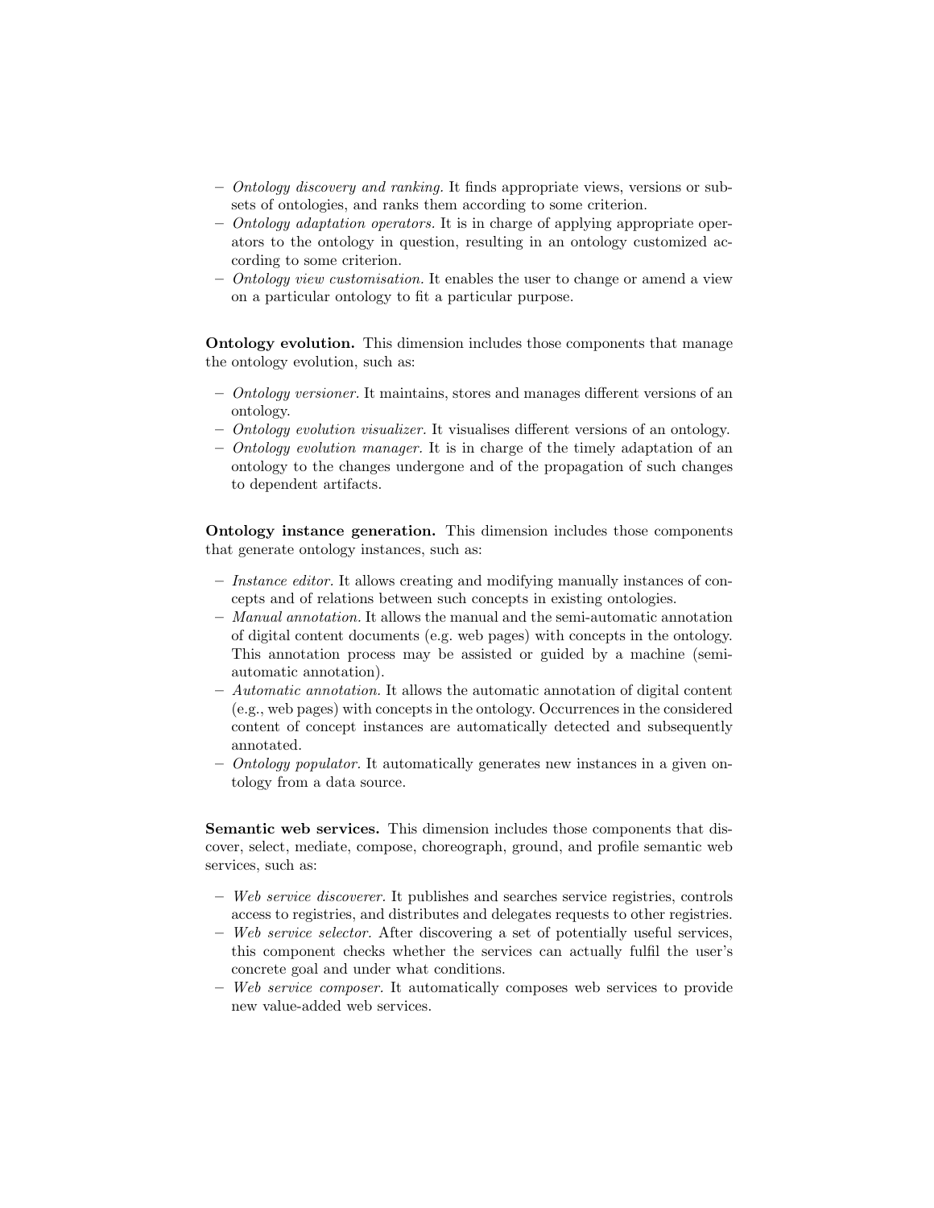- *Ontology discovery and ranking.* It finds appropriate views, versions or subsets of ontologies, and ranks them according to some criterion.
- *Ontology adaptation operators.* It is in charge of applying appropriate operators to the ontology in question, resulting in an ontology customized according to some criterion.
- *Ontology view customisation.* It enables the user to change or amend a view on a particular ontology to fit a particular purpose.

**Ontology evolution.** This dimension includes those components that manage the ontology evolution, such as:

- *Ontology versioner.* It maintains, stores and manages different versions of an ontology.
- *Ontology evolution visualizer.* It visualises different versions of an ontology.
- *Ontology evolution manager.* It is in charge of the timely adaptation of an ontology to the changes undergone and of the propagation of such changes to dependent artifacts.

**Ontology instance generation.** This dimension includes those components that generate ontology instances, such as:

- *Instance editor.* It allows creating and modifying manually instances of concepts and of relations between such concepts in existing ontologies.
- *Manual annotation.* It allows the manual and the semi-automatic annotation of digital content documents (e.g. web pages) with concepts in the ontology. This annotation process may be assisted or guided by a machine (semi-automatic annotation).
- *Automatic annotation.* It allows the automatic annotation of digital content (e.g., web pages) with concepts in the ontology. Occurrences in the considered content of concept instances are automatically detected and subsequently annotated.
- *Ontology populator.* It automatically generates new instances in a given ontology from a data source.

**Semantic web services.** This dimension includes those components that discover, select, mediate, compose, choreograph, ground, and profile semantic web services, such as:

- *Web service discoverer.* It publishes and searches service registries, controls access to registries, and distributes and delegates requests to other registries.
- *Web service selector.* After discovering a set of potentially useful services, this component checks whether the services can actually fulfil the user's concrete goal and under what conditions.
- *Web service composer.* It automatically composes web services to provide new value-added web services.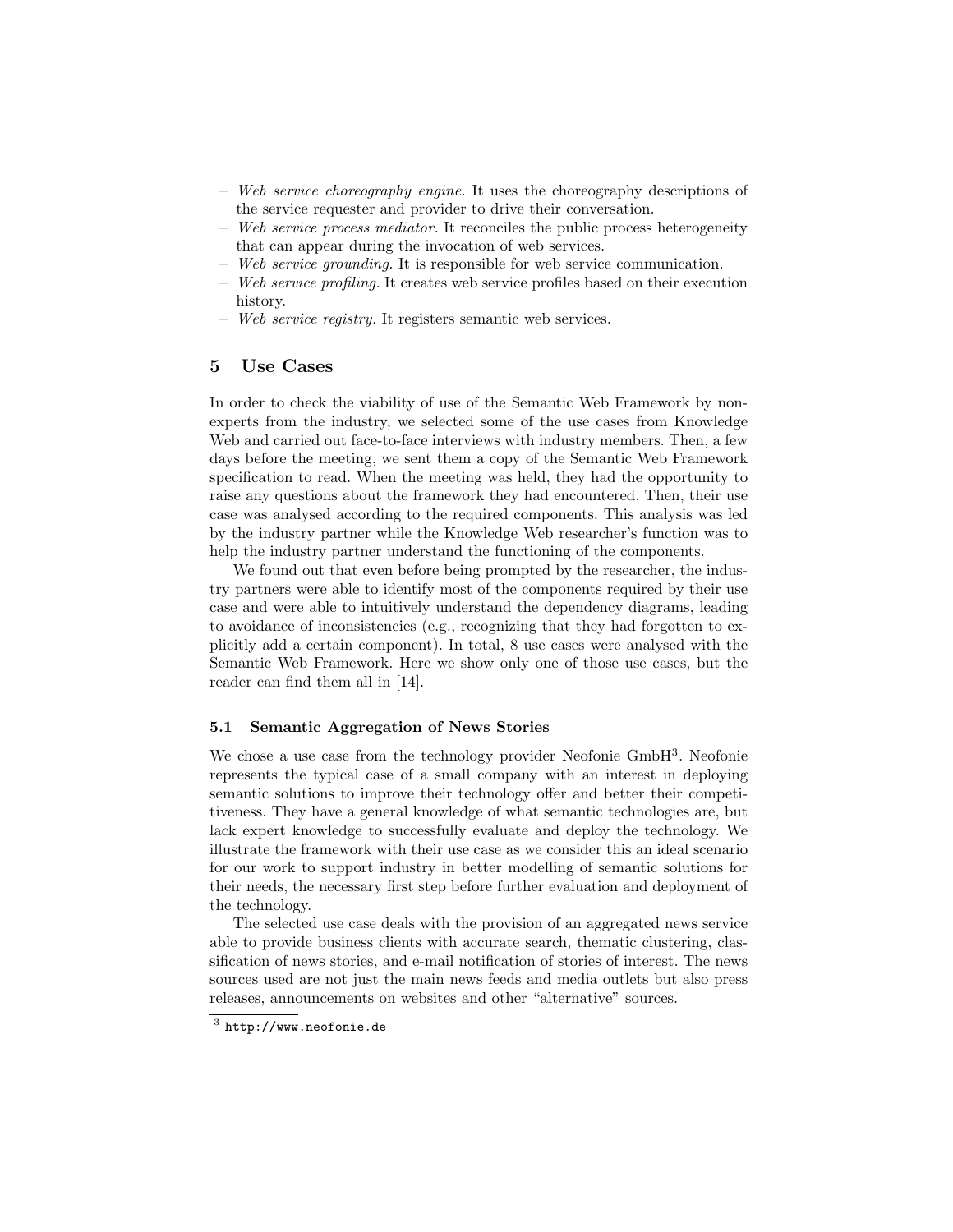- *Web service choreography engine.* It uses the choreography descriptions of the service requester and provider to drive their conversation.
- *Web service process mediator.* It reconciles the public process heterogeneity that can appear during the invocation of web services.
- *Web service grounding.* It is responsible for web service communication.
- *Web service profiling.* It creates web service profiles based on their execution history.
- *Web service registry.* It registers semantic web services.

## 5 Use Cases

In order to check the viability of use of the Semantic Web Framework by non-experts from the industry, we selected some of the use cases from Knowledge Web and carried out face-to-face interviews with industry members. Then, a few days before the meeting, we sent them a copy of the Semantic Web Framework specification to read. When the meeting was held, they had the opportunity to raise any questions about the framework they had encountered. Then, their use case was analysed according to the required components. This analysis was led by the industry partner while the Knowledge Web researcher's function was to help the industry partner understand the functioning of the components.

We found out that even before being prompted by the researcher, the industry partners were able to identify most of the components required by their use case and were able to intuitively understand the dependency diagrams, leading to avoidance of inconsistencies (e.g., recognizing that they had forgotten to explicitly add a certain component). In total, 8 use cases were analysed with the Semantic Web Framework. Here we show only one of those use cases, but the reader can find them all in [14].

### 5.1 Semantic Aggregation of News Stories

We chose a use case from the technology provider Neofonie GmbH[3]. Neofonie represents the typical case of a small company with an interest in deploying semantic solutions to improve their technology offer and better their competitiveness. They have a general knowledge of what semantic technologies are, but lack expert knowledge to successfully evaluate and deploy the technology. We illustrate the framework with their use case as we consider this an ideal scenario for our work to support industry in better modelling of semantic solutions for their needs, the necessary first step before further evaluation and deployment of the technology.

The selected use case deals with the provision of an aggregated news service able to provide business clients with accurate search, thematic clustering, classification of news stories, and e-mail notification of stories of interest. The news sources used are not just the main news feeds and media outlets but also press releases, announcements on websites and other "alternative" sources.

[3] http://www.neofonie.de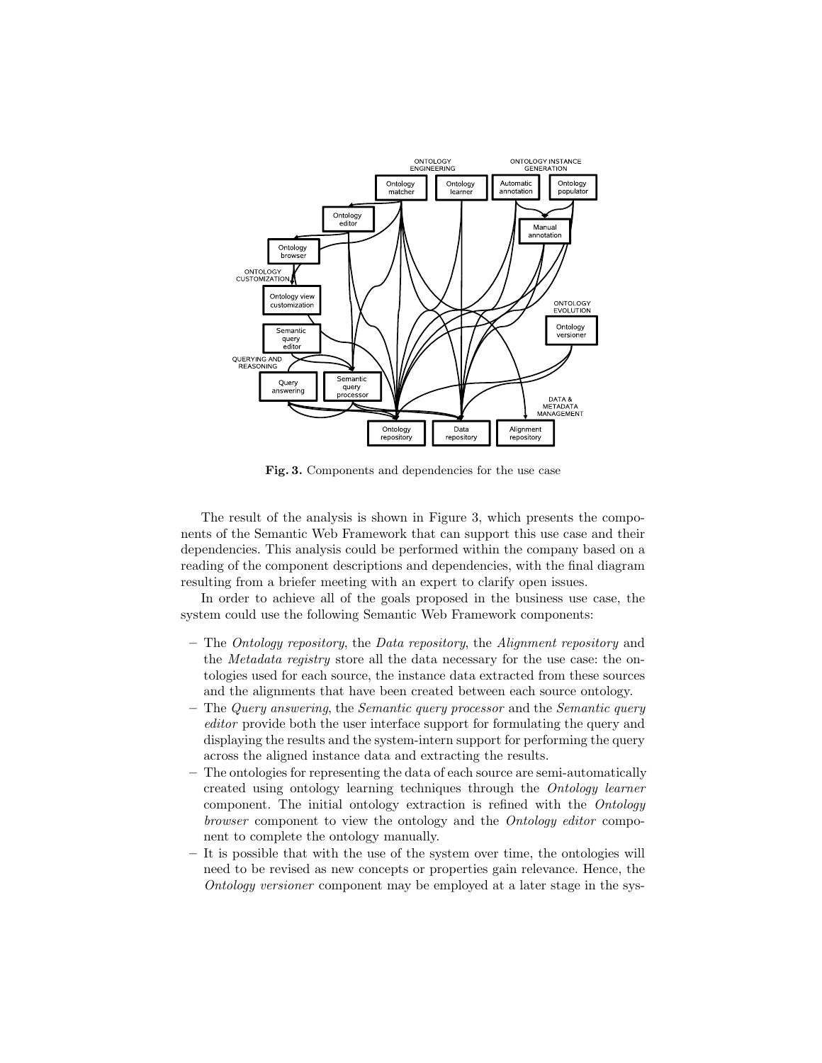**Fig. 3.** Components and dependencies for the use case

The result of the analysis is shown in Figure 3, which presents the components of the Semantic Web Framework that can support this use case and their dependencies. This analysis could be performed within the company based on a reading of the component descriptions and dependencies, with the final diagram resulting from a briefer meeting with an expert to clarify open issues.

In order to achieve all of the goals proposed in the business use case, the system could use the following Semantic Web Framework components:

- The *Ontology repository*, the *Data repository*, the *Alignment repository* and the *Metadata registry* store all the data necessary for the use case: the ontologies used for each source, the instance data extracted from these sources and the alignments that have been created between each source ontology.
- The *Query answering*, the *Semantic query processor* and the *Semantic query editor* provide both the user interface support for formulating the query and displaying the results and the system-intern support for performing the query across the aligned instance data and extracting the results.
- The ontologies for representing the data of each source are semi-automatically created using ontology learning techniques through the *Ontology learner* component. The initial ontology extraction is refined with the *Ontology browser* component to view the ontology and the *Ontology editor* component to complete the ontology manually.
- It is possible that with the use of the system over time, the ontologies will need to be revised as new concepts or properties gain relevance. Hence, the *Ontology versioner* component may be employed at a later stage in the sys-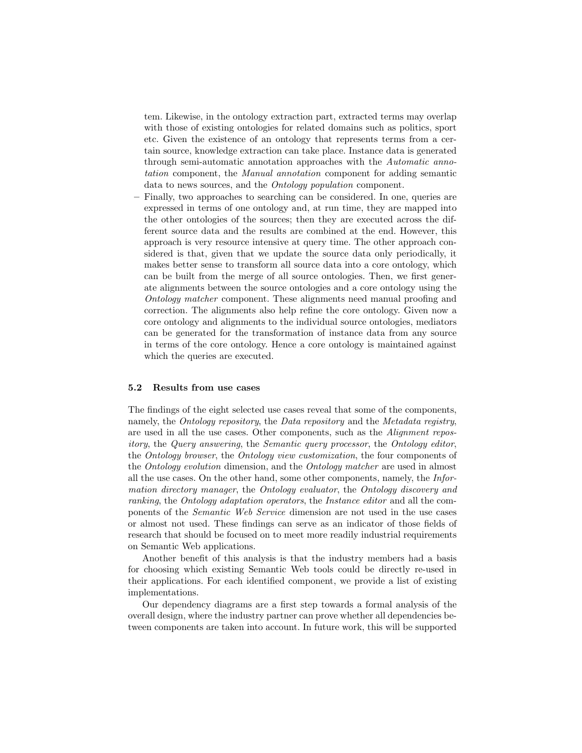tem. Likewise, in the ontology extraction part, extracted terms may overlap with those of existing ontologies for related domains such as politics, sport etc. Given the existence of an ontology that represents terms from a certain source, knowledge extraction can take place. Instance data is generated through semi-automatic annotation approaches with the *Automatic annotation* component, the *Manual annotation* component for adding semantic data to news sources, and the *Ontology population* component.

– Finally, two approaches to searching can be considered. In one, queries are expressed in terms of one ontology and, at run time, they are mapped into the other ontologies of the sources; then they are executed across the different source data and the results are combined at the end. However, this approach is very resource intensive at query time. The other approach considered is that, given that we update the source data only periodically, it makes better sense to transform all source data into a core ontology, which can be built from the merge of all source ontologies. Then, we first generate alignments between the source ontologies and a core ontology using the *Ontology matcher* component. These alignments need manual proofing and correction. The alignments also help refine the core ontology. Given now a core ontology and alignments to the individual source ontologies, mediators can be generated for the transformation of instance data from any source in terms of the core ontology. Hence a core ontology is maintained against which the queries are executed.

### 5.2 Results from use cases

The findings of the eight selected use cases reveal that some of the components, namely, the *Ontology repository*, the *Data repository* and the *Metadata registry*, are used in all the use cases. Other components, such as the *Alignment repository*, the *Query answering*, the *Semantic query processor*, the *Ontology editor*, the *Ontology browser*, the *Ontology view customization*, the four components of the *Ontology evolution* dimension, and the *Ontology matcher* are used in almost all the use cases. On the other hand, some other components, namely, the *Information directory manager*, the *Ontology evaluator*, the *Ontology discovery and ranking*, the *Ontology adaptation operators*, the *Instance editor* and all the components of the *Semantic Web Service* dimension are not used in the use cases or almost not used. These findings can serve as an indicator of those fields of research that should be focused on to meet more readily industrial requirements on Semantic Web applications.

Another benefit of this analysis is that the industry members had a basis for choosing which existing Semantic Web tools could be directly re-used in their applications. For each identified component, we provide a list of existing implementations.

Our dependency diagrams are a first step towards a formal analysis of the overall design, where the industry partner can prove whether all dependencies between components are taken into account. In future work, this will be supported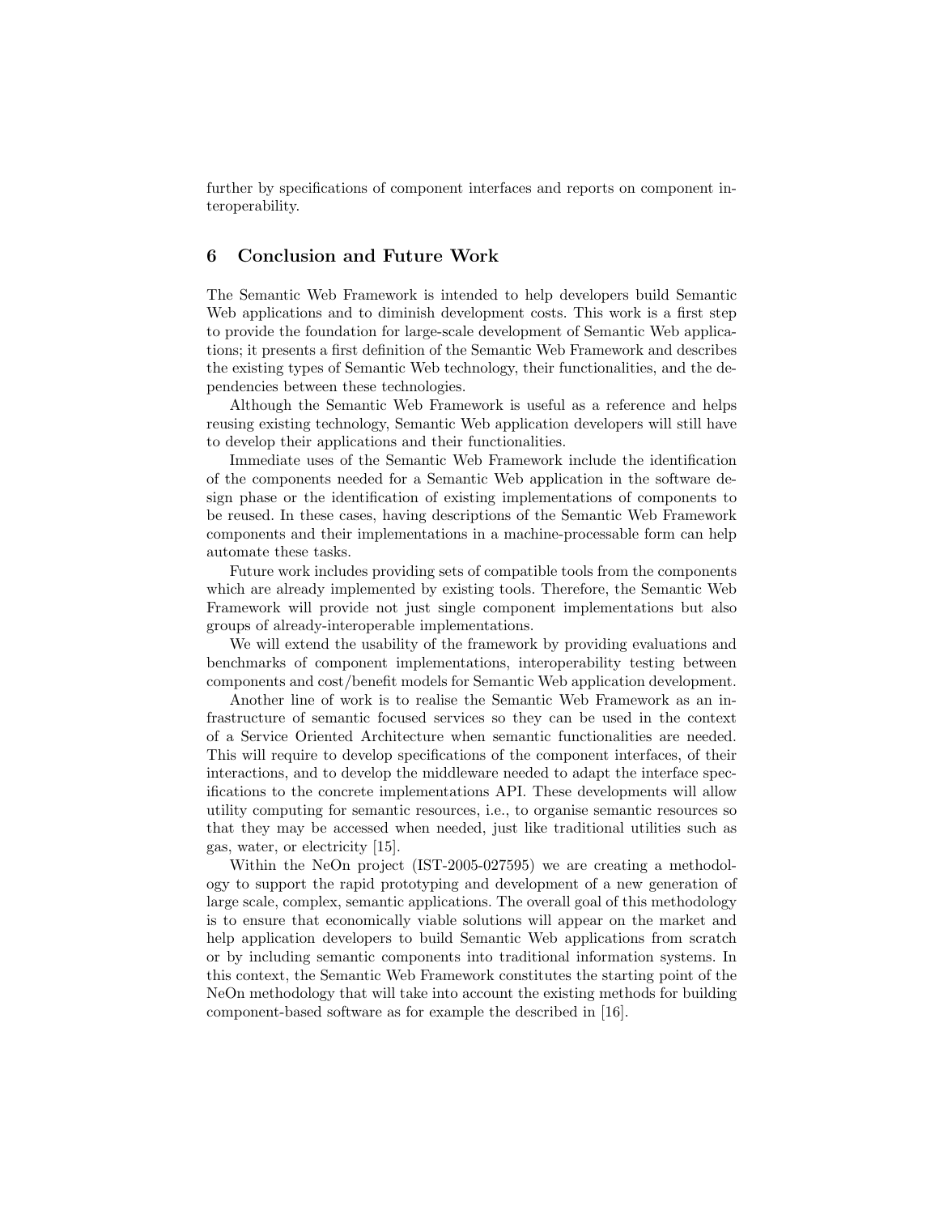further by specifications of component interfaces and reports on component interoperability.

## 6 Conclusion and Future Work

The Semantic Web Framework is intended to help developers build Semantic Web applications and to diminish development costs. This work is a first step to provide the foundation for large-scale development of Semantic Web applications; it presents a first definition of the Semantic Web Framework and describes the existing types of Semantic Web technology, their functionalities, and the dependencies between these technologies.

Although the Semantic Web Framework is useful as a reference and helps reusing existing technology, Semantic Web application developers will still have to develop their applications and their functionalities.

Immediate uses of the Semantic Web Framework include the identification of the components needed for a Semantic Web application in the software design phase or the identification of existing implementations of components to be reused. In these cases, having descriptions of the Semantic Web Framework components and their implementations in a machine-processable form can help automate these tasks.

Future work includes providing sets of compatible tools from the components which are already implemented by existing tools. Therefore, the Semantic Web Framework will provide not just single component implementations but also groups of already-interoperable implementations.

We will extend the usability of the framework by providing evaluations and benchmarks of component implementations, interoperability testing between components and cost/benefit models for Semantic Web application development.

Another line of work is to realise the Semantic Web Framework as an infrastructure of semantic focused services so they can be used in the context of a Service Oriented Architecture when semantic functionalities are needed. This will require to develop specifications of the component interfaces, of their interactions, and to develop the middleware needed to adapt the interface specifications to the concrete implementations API. These developments will allow utility computing for semantic resources, i.e., to organise semantic resources so that they may be accessed when needed, just like traditional utilities such as gas, water, or electricity [15].

Within the NeOn project (IST-2005-027595) we are creating a methodology to support the rapid prototyping and development of a new generation of large scale, complex, semantic applications. The overall goal of this methodology is to ensure that economically viable solutions will appear on the market and help application developers to build Semantic Web applications from scratch or by including semantic components into traditional information systems. In this context, the Semantic Web Framework constitutes the starting point of the NeOn methodology that will take into account the existing methods for building component-based software as for example the described in [16].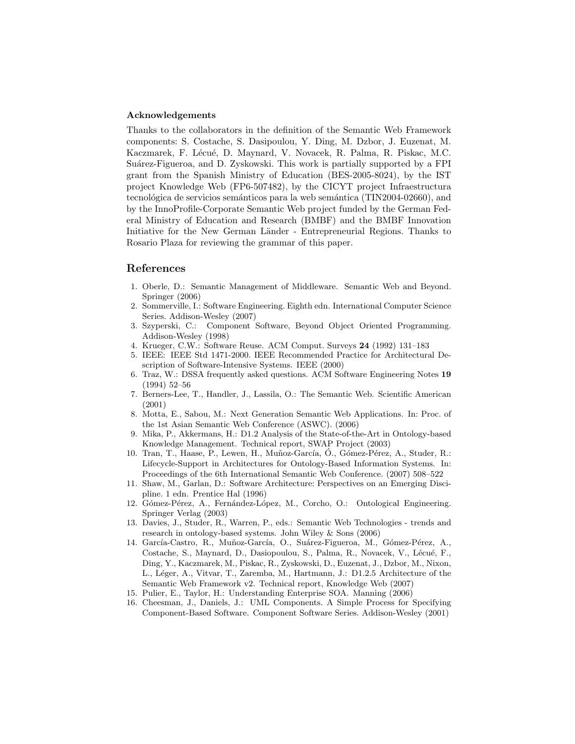**Acknowledgements**

Thanks to the collaborators in the definition of the Semantic Web Framework components: S. Costache, S. Dasipoulou, Y. Ding, M. Dzbor, J. Euzenat, M. Kaczmarek, F. Lécué, D. Maynard, V. Novacek, R. Palma, R. Piskac, M.C. Suárez-Figueroa, and D. Zyskowski. This work is partially supported by a FPI grant from the Spanish Ministry of Education (BES-2005-8024), by the IST project Knowledge Web (FP6-507482), by the CICYT project Infraestructura tecnológica de servicios semánticos para la web semántica (TIN2004-02660), and by the InnoProfile-Corporate Semantic Web project funded by the German Federal Ministry of Education and Research (BMBF) and the BMBF Innovation Initiative for the New German Länder - Entrepreneurial Regions. Thanks to Rosario Plaza for reviewing the grammar of this paper.

## References

1. Oberle, D.: Semantic Management of Middleware. Semantic Web and Beyond. Springer (2006)
2. Sommerville, I.: Software Engineering. Eighth edn. International Computer Science Series. Addison-Wesley (2007)
3. Szyperski, C.: Component Software, Beyond Object Oriented Programming. Addison-Wesley (1998)
4. Krueger, C.W.: Software Reuse. ACM Comput. Surveys **24** (1992) 131–183
5. IEEE: IEEE Std 1471-2000. IEEE Recommended Practice for Architectural Description of Software-Intensive Systems. IEEE (2000)
6. Traz, W.: DSSA frequently asked questions. ACM Software Engineering Notes **19** (1994) 52–56
7. Berners-Lee, T., Handler, J., Lassila, O.: The Semantic Web. Scientific American (2001)
8. Motta, E., Sabou, M.: Next Generation Semantic Web Applications. In: Proc. of the 1st Asian Semantic Web Conference (ASWC). (2006)
9. Mika, P., Akkermans, H.: D1.2 Analysis of the State-of-the-Art in Ontology-based Knowledge Management. Technical report, SWAP Project (2003)
10. Tran, T., Haase, P., Lewen, H., Muñoz-García, Ó., Gómez-Pérez, A., Studer, R.: Lifecycle-Support in Architectures for Ontology-Based Information Systems. In: Proceedings of the 6th International Semantic Web Conference. (2007) 508–522
11. Shaw, M., Garlan, D.: Software Architecture: Perspectives on an Emerging Discipline. 1 edn. Prentice Hal (1996)
12. Gómez-Pérez, A., Fernández-López, M., Corcho, O.: Ontological Engineering. Springer Verlag (2003)
13. Davies, J., Studer, R., Warren, P., eds.: Semantic Web Technologies - trends and research in ontology-based systems. John Wiley & Sons (2006)
14. García-Castro, R., Muñoz-García, O., Suárez-Figueroa, M., Gómez-Pérez, A., Costache, S., Maynard, D., Dasiopoulou, S., Palma, R., Novacek, V., Lécué, F., Ding, Y., Kaczmarek, M., Piskac, R., Zyskowski, D., Euzenat, J., Dzbor, M., Nixon, L., Léger, A., Vitvar, T., Zaremba, M., Hartmann, J.: D1.2.5 Architecture of the Semantic Web Framework v2. Technical report, Knowledge Web (2007)
15. Pulier, E., Taylor, H.: Understanding Enterprise SOA. Manning (2006)
16. Cheesman, J., Daniels, J.: UML Components. A Simple Process for Specifying Component-Based Software. Component Software Series. Addison-Wesley (2001)